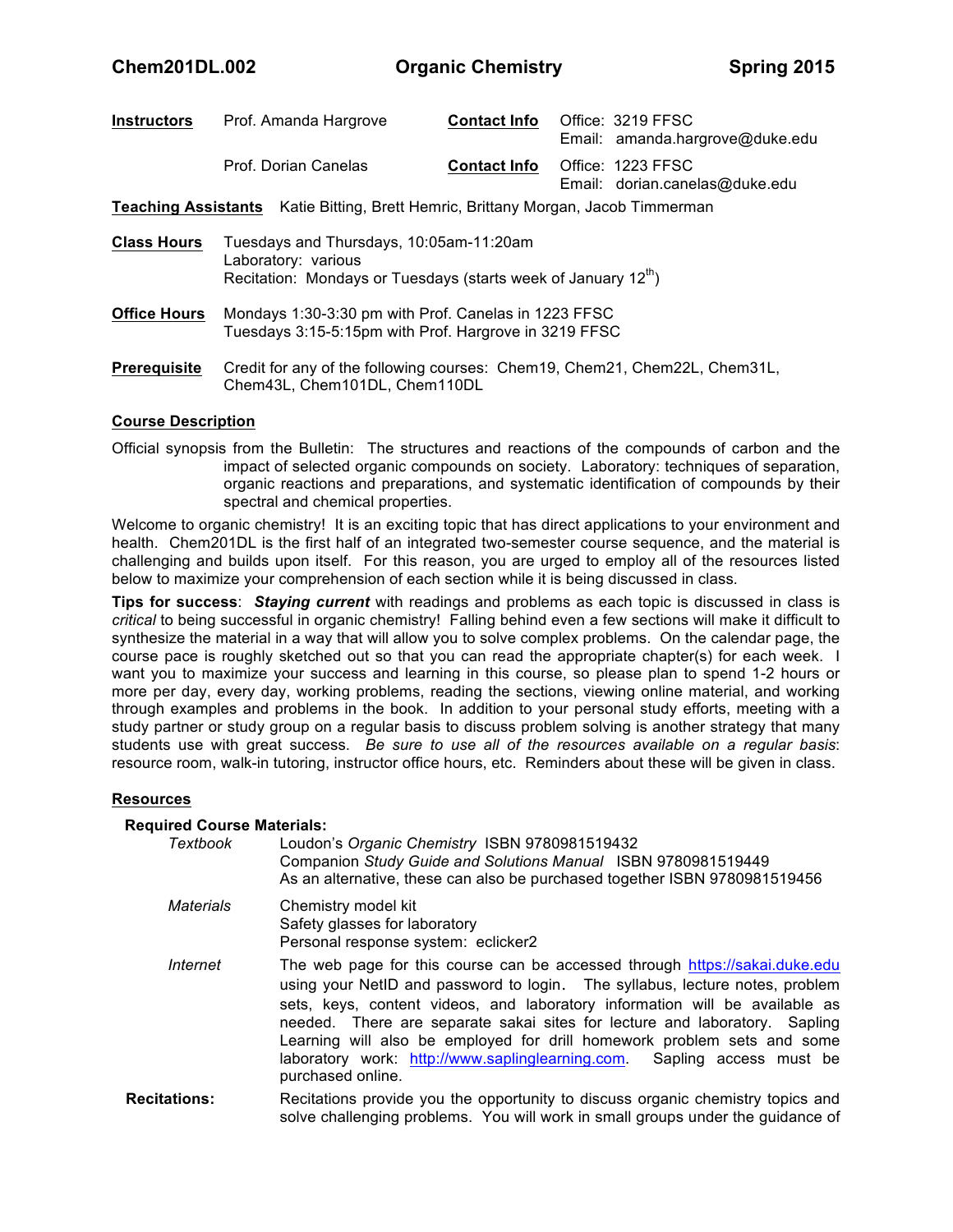# Chem201DL.002 Organic Chemistry Spring 2015

**Instructors** Prof. Amanda Hargrove **Contact Info** Office: 3219 FFSC
Email: amanda.hargrove@duke.edu

Prof. Dorian Canelas **Contact Info** Office: 1223 FFSC
Email: dorian.canelas@duke.edu

**Teaching Assistants** Katie Bitting, Brett Hemric, Brittany Morgan, Jacob Timmerman

**Class Hours** Tuesdays and Thursdays, 10:05am-11:20am
Laboratory: various
Recitation: Mondays or Tuesdays (starts week of January 12th)

**Office Hours** Mondays 1:30-3:30 pm with Prof. Canelas in 1223 FFSC
Tuesdays 3:15-5:15pm with Prof. Hargrove in 3219 FFSC

**Prerequisite** Credit for any of the following courses: Chem19, Chem21, Chem22L, Chem31L, Chem43L, Chem101DL, Chem110DL

## Course Description

Official synopsis from the Bulletin: The structures and reactions of the compounds of carbon and the impact of selected organic compounds on society. Laboratory: techniques of separation, organic reactions and preparations, and systematic identification of compounds by their spectral and chemical properties.

Welcome to organic chemistry! It is an exciting topic that has direct applications to your environment and health. Chem201DL is the first half of an integrated two-semester course sequence, and the material is challenging and builds upon itself. For this reason, you are urged to employ all of the resources listed below to maximize your comprehension of each section while it is being discussed in class.

**Tips for success**: ***Staying current*** with readings and problems as each topic is discussed in class is *critical* to being successful in organic chemistry! Falling behind even a few sections will make it difficult to synthesize the material in a way that will allow you to solve complex problems. On the calendar page, the course pace is roughly sketched out so that you can read the appropriate chapter(s) for each week. I want you to maximize your success and learning in this course, so please plan to spend 1-2 hours or more per day, every day, working problems, reading the sections, viewing online material, and working through examples and problems in the book. In addition to your personal study efforts, meeting with a study partner or study group on a regular basis to discuss problem solving is another strategy that many students use with great success. *Be sure to use all of the resources available on a regular basis*: resource room, walk-in tutoring, instructor office hours, etc. Reminders about these will be given in class.

## Resources

**Required Course Materials:**

*Textbook* Loudon's *Organic Chemistry* ISBN 9780981519432
Companion *Study Guide and Solutions Manual* ISBN 9780981519449
As an alternative, these can also be purchased together ISBN 9780981519456

*Materials* Chemistry model kit
Safety glasses for laboratory
Personal response system: eclicker2

*Internet* The web page for this course can be accessed through https://sakai.duke.edu using your NetID and password to login. The syllabus, lecture notes, problem sets, keys, content videos, and laboratory information will be available as needed. There are separate sakai sites for lecture and laboratory. Sapling Learning will also be employed for drill homework problem sets and some laboratory work: http://www.saplinglearning.com. Sapling access must be purchased online.

**Recitations:** Recitations provide you the opportunity to discuss organic chemistry topics and solve challenging problems. You will work in small groups under the guidance of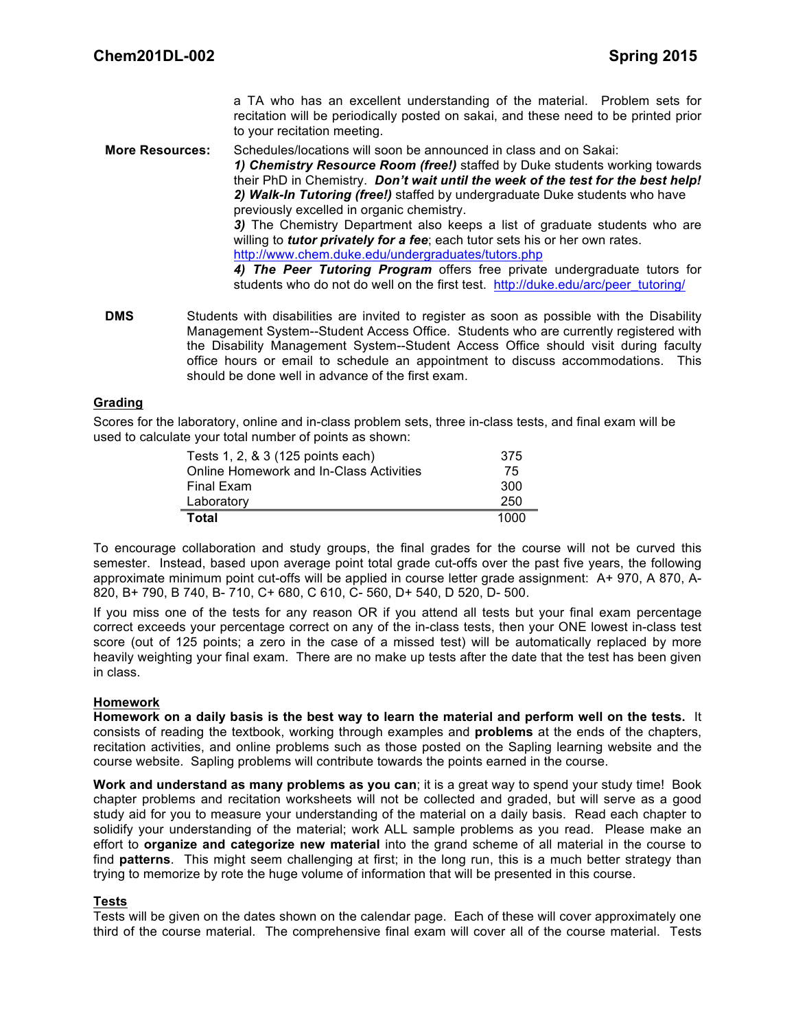a TA who has an excellent understanding of the material. Problem sets for recitation will be periodically posted on sakai, and these need to be printed prior to your recitation meeting.

**More Resources:** Schedules/locations will soon be announced in class and on Sakai:
***1) Chemistry Resource Room (free!)*** staffed by Duke students working towards their PhD in Chemistry. ***Don't wait until the week of the test for the best help!***
***2) Walk-In Tutoring (free!)*** staffed by undergraduate Duke students who have previously excelled in organic chemistry.
***3)*** The Chemistry Department also keeps a list of graduate students who are willing to ***tutor privately for a fee***; each tutor sets his or her own rates. http://www.chem.duke.edu/undergraduates/tutors.php
***4) The Peer Tutoring Program*** offers free private undergraduate tutors for students who do not do well on the first test. http://duke.edu/arc/peer_tutoring/

**DMS** Students with disabilities are invited to register as soon as possible with the Disability Management System--Student Access Office. Students who are currently registered with the Disability Management System--Student Access Office should visit during faculty office hours or email to schedule an appointment to discuss accommodations. This should be done well in advance of the first exam.

## Grading

Scores for the laboratory, online and in-class problem sets, three in-class tests, and final exam will be used to calculate your total number of points as shown:

| | |
|---|---|
| Tests 1, 2, & 3 (125 points each) | 375 |
| Online Homework and In-Class Activities | 75 |
| Final Exam | 300 |
| Laboratory | 250 |
| **Total** | 1000 |

To encourage collaboration and study groups, the final grades for the course will not be curved this semester. Instead, based upon average point total grade cut-offs over the past five years, the following approximate minimum point cut-offs will be applied in course letter grade assignment: A+ 970, A 870, A- 820, B+ 790, B 740, B- 710, C+ 680, C 610, C- 560, D+ 540, D 520, D- 500.

If you miss one of the tests for any reason OR if you attend all tests but your final exam percentage correct exceeds your percentage correct on any of the in-class tests, then your ONE lowest in-class test score (out of 125 points; a zero in the case of a missed test) will be automatically replaced by more heavily weighting your final exam. There are no make up tests after the date that the test has been given in class.

## Homework

**Homework on a daily basis is the best way to learn the material and perform well on the tests.** It consists of reading the textbook, working through examples and **problems** at the ends of the chapters, recitation activities, and online problems such as those posted on the Sapling learning website and the course website. Sapling problems will contribute towards the points earned in the course.

**Work and understand as many problems as you can**; it is a great way to spend your study time! Book chapter problems and recitation worksheets will not be collected and graded, but will serve as a good study aid for you to measure your understanding of the material on a daily basis. Read each chapter to solidify your understanding of the material; work ALL sample problems as you read. Please make an effort to **organize and categorize new material** into the grand scheme of all material in the course to find **patterns**. This might seem challenging at first; in the long run, this is a much better strategy than trying to memorize by rote the huge volume of information that will be presented in this course.

## Tests

Tests will be given on the dates shown on the calendar page. Each of these will cover approximately one third of the course material. The comprehensive final exam will cover all of the course material. Tests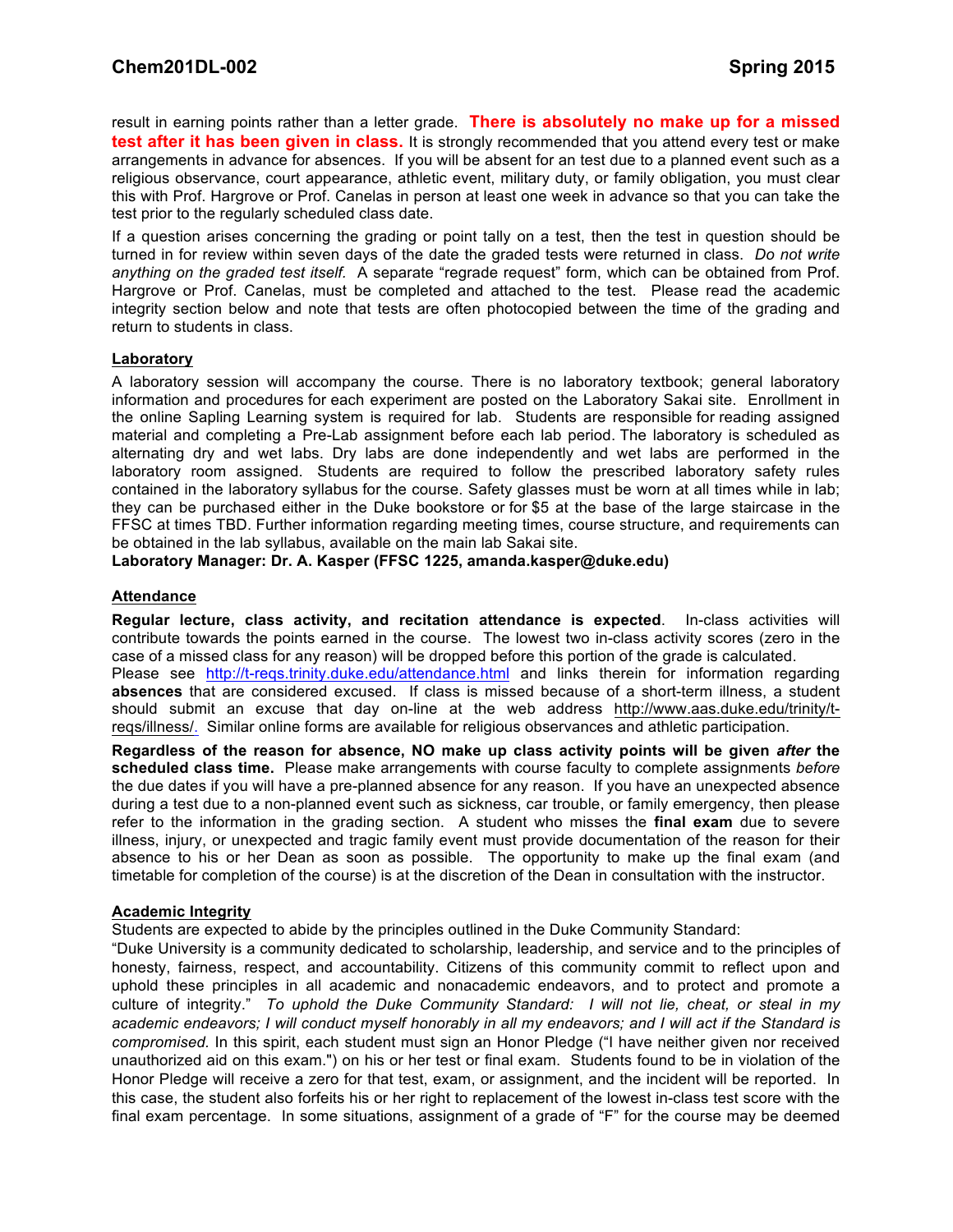result in earning points rather than a letter grade. **There is absolutely no make up for a missed test after it has been given in class.** It is strongly recommended that you attend every test or make arrangements in advance for absences. If you will be absent for an test due to a planned event such as a religious observance, court appearance, athletic event, military duty, or family obligation, you must clear this with Prof. Hargrove or Prof. Canelas in person at least one week in advance so that you can take the test prior to the regularly scheduled class date.

If a question arises concerning the grading or point tally on a test, then the test in question should be turned in for review within seven days of the date the graded tests were returned in class. *Do not write anything on the graded test itself.* A separate "regrade request" form, which can be obtained from Prof. Hargrove or Prof. Canelas, must be completed and attached to the test. Please read the academic integrity section below and note that tests are often photocopied between the time of the grading and return to students in class.

## Laboratory

A laboratory session will accompany the course. There is no laboratory textbook; general laboratory information and procedures for each experiment are posted on the Laboratory Sakai site. Enrollment in the online Sapling Learning system is required for lab. Students are responsible for reading assigned material and completing a Pre-Lab assignment before each lab period. The laboratory is scheduled as alternating dry and wet labs. Dry labs are done independently and wet labs are performed in the laboratory room assigned. Students are required to follow the prescribed laboratory safety rules contained in the laboratory syllabus for the course. Safety glasses must be worn at all times while in lab; they can be purchased either in the Duke bookstore or for $5 at the base of the large staircase in the FFSC at times TBD. Further information regarding meeting times, course structure, and requirements can be obtained in the lab syllabus, available on the main lab Sakai site.

**Laboratory Manager: Dr. A. Kasper (FFSC 1225, amanda.kasper@duke.edu)**

## Attendance

**Regular lecture, class activity, and recitation attendance is expected**. In-class activities will contribute towards the points earned in the course. The lowest two in-class activity scores (zero in the case of a missed class for any reason) will be dropped before this portion of the grade is calculated. Please see http://t-reqs.trinity.duke.edu/attendance.html and links therein for information regarding **absences** that are considered excused. If class is missed because of a short-term illness, a student should submit an excuse that day on-line at the web address http://www.aas.duke.edu/trinity/t-reqs/illness/. Similar online forms are available for religious observances and athletic participation.

**Regardless of the reason for absence, NO make up class activity points will be given *after* the scheduled class time.** Please make arrangements with course faculty to complete assignments *before* the due dates if you will have a pre-planned absence for any reason. If you have an unexpected absence during a test due to a non-planned event such as sickness, car trouble, or family emergency, then please refer to the information in the grading section. A student who misses the **final exam** due to severe illness, injury, or unexpected and tragic family event must provide documentation of the reason for their absence to his or her Dean as soon as possible. The opportunity to make up the final exam (and timetable for completion of the course) is at the discretion of the Dean in consultation with the instructor.

## Academic Integrity

Students are expected to abide by the principles outlined in the Duke Community Standard:

"Duke University is a community dedicated to scholarship, leadership, and service and to the principles of honesty, fairness, respect, and accountability. Citizens of this community commit to reflect upon and uphold these principles in all academic and nonacademic endeavors, and to protect and promote a culture of integrity." *To uphold the Duke Community Standard: I will not lie, cheat, or steal in my academic endeavors; I will conduct myself honorably in all my endeavors; and I will act if the Standard is compromised.* In this spirit, each student must sign an Honor Pledge ("I have neither given nor received unauthorized aid on this exam.") on his or her test or final exam. Students found to be in violation of the Honor Pledge will receive a zero for that test, exam, or assignment, and the incident will be reported. In this case, the student also forfeits his or her right to replacement of the lowest in-class test score with the final exam percentage. In some situations, assignment of a grade of "F" for the course may be deemed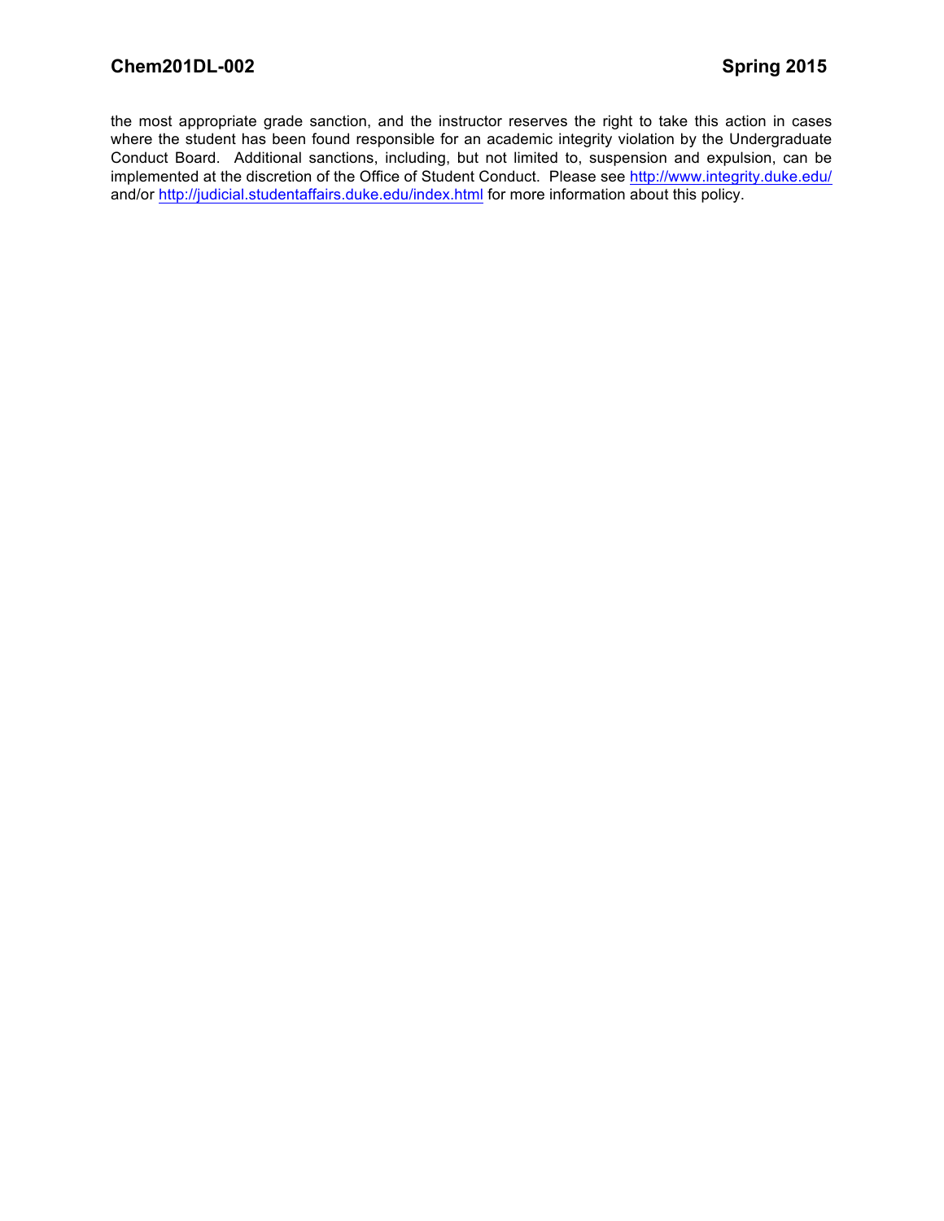the most appropriate grade sanction, and the instructor reserves the right to take this action in cases where the student has been found responsible for an academic integrity violation by the Undergraduate Conduct Board. Additional sanctions, including, but not limited to, suspension and expulsion, can be implemented at the discretion of the Office of Student Conduct. Please see http://www.integrity.duke.edu/ and/or http://judicial.studentaffairs.duke.edu/index.html for more information about this policy.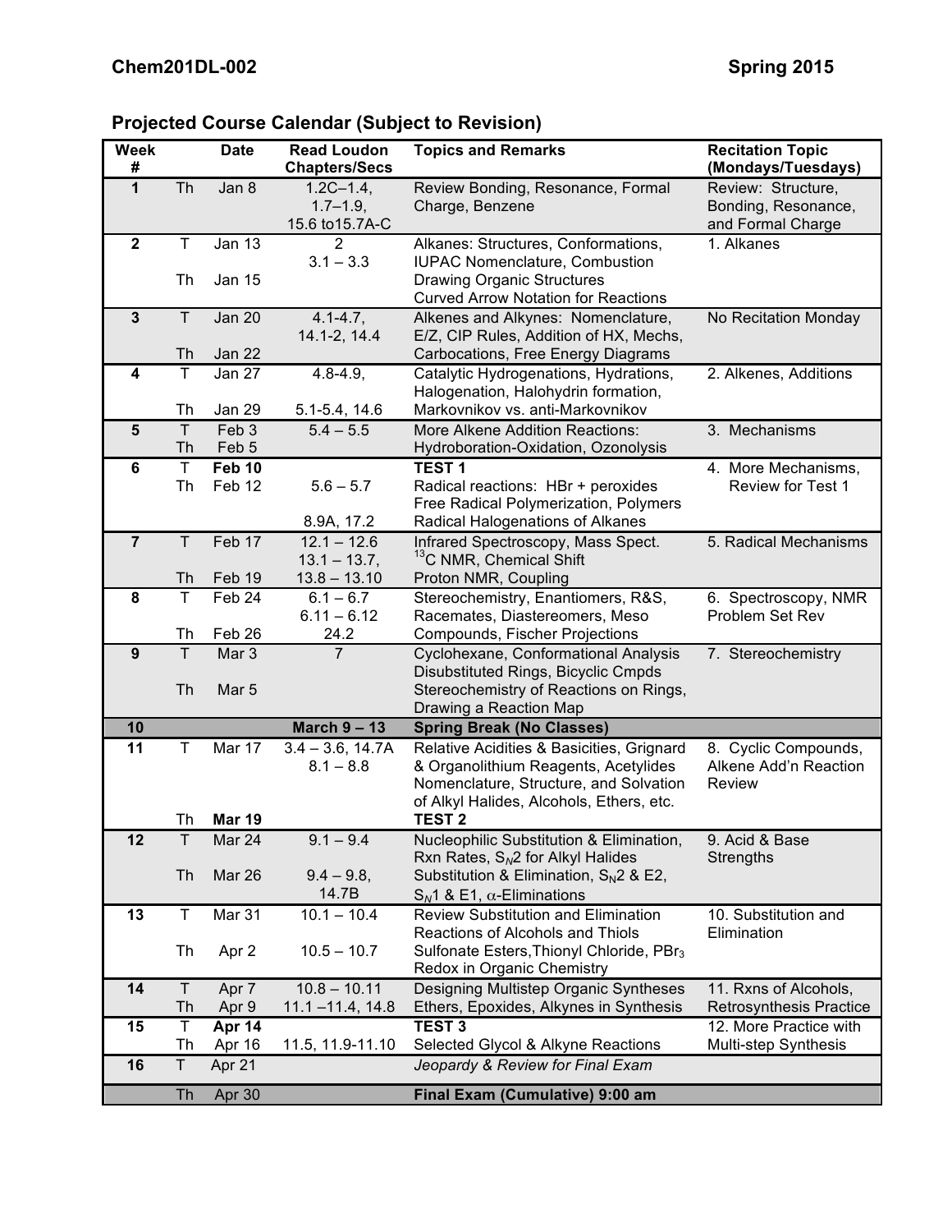**Chem201DL-002** **Spring 2015**

## Projected Course Calendar (Subject to Revision)

| Week # | | Date | Read Loudon Chapters/Secs | Topics and Remarks | Recitation Topic (Mondays/Tuesdays) |
|---|---|---|---|---|---|
| **1** | Th | Jan 8 | 1.2C–1.4, 1.7–1.9, 15.6 to15.7A-C | Review Bonding, Resonance, Formal Charge, Benzene | Review: Structure, Bonding, Resonance, and Formal Charge |
| **2** | T<br>Th | Jan 13<br>Jan 15 | 2<br>3.1 – 3.3 | Alkanes: Structures, Conformations, IUPAC Nomenclature, Combustion<br>Drawing Organic Structures<br>Curved Arrow Notation for Reactions | 1. Alkanes |
| **3** | T<br>Th | Jan 20<br>Jan 22 | 4.1-4.7, 14.1-2, 14.4 | Alkenes and Alkynes: Nomenclature, E/Z, CIP Rules, Addition of HX, Mechs, Carbocations, Free Energy Diagrams | No Recitation Monday |
| **4** | T<br>Th | Jan 27<br>Jan 29 | 4.8-4.9,<br>5.1-5.4, 14.6 | Catalytic Hydrogenations, Hydrations, Halogenation, Halohydrin formation, Markovnikov vs. anti-Markovnikov | 2. Alkenes, Additions |
| **5** | T<br>Th | Feb 3<br>Feb 5 | 5.4 – 5.5 | More Alkene Addition Reactions: Hydroboration-Oxidation, Ozonolysis | 3. Mechanisms |
| **6** | T<br>Th | **Feb 10**<br>Feb 12 | 5.6 – 5.7<br>8.9A, 17.2 | **TEST 1**<br>Radical reactions: HBr + peroxides<br>Free Radical Polymerization, Polymers<br>Radical Halogenations of Alkanes | 4. More Mechanisms, Review for Test 1 |
| **7** | T<br>Th | Feb 17<br>Feb 19 | 12.1 – 12.6<br>13.1 – 13.7,<br>13.8 – 13.10 | Infrared Spectroscopy, Mass Spect.<br>$^{13}C$ NMR, Chemical Shift<br>Proton NMR, Coupling | 5. Radical Mechanisms |
| **8** | T<br>Th | Feb 24<br>Feb 26 | 6.1 – 6.7<br>6.11 – 6.12<br>24.2 | Stereochemistry, Enantiomers, R&S, Racemates, Diastereomers, Meso Compounds, Fischer Projections | 6. Spectroscopy, NMR Problem Set Rev |
| **9** | T<br>Th | Mar 3<br>Mar 5 | 7 | Cyclohexane, Conformational Analysis<br>Disubstituted Rings, Bicyclic Cmpds<br>Stereochemistry of Reactions on Rings,<br>Drawing a Reaction Map | 7. Stereochemistry |
| **10** | | | **March 9 – 13** | **Spring Break (No Classes)** | |
| **11** | T<br>Th | Mar 17<br>**Mar 19** | 3.4 – 3.6, 14.7A<br>8.1 – 8.8 | Relative Acidities & Basicities, Grignard & Organolithium Reagents, Acetylides<br>Nomenclature, Structure, and Solvation of Alkyl Halides, Alcohols, Ethers, etc.<br>**TEST 2** | 8. Cyclic Compounds, Alkene Add'n Reaction Review |
| **12** | T<br>Th | Mar 24<br>Mar 26 | 9.1 – 9.4<br>9.4 – 9.8, 14.7B | Nucleophilic Substitution & Elimination, Rxn Rates, $S_N2$ for Alkyl Halides<br>Substitution & Elimination, $S_N2$ & E2, $S_N1$ & E1, $\alpha$-Eliminations | 9. Acid & Base Strengths |
| **13** | T<br>Th | Mar 31<br>Apr 2 | 10.1 – 10.4<br>10.5 – 10.7 | Review Substitution and Elimination<br>Reactions of Alcohols and Thiols<br>Sulfonate Esters,Thionyl Chloride, $PBr_3$<br>Redox in Organic Chemistry | 10. Substitution and Elimination |
| **14** | T<br>Th | Apr 7<br>Apr 9 | 10.8 – 10.11<br>11.1 –11.4, 14.8 | Designing Multistep Organic Syntheses<br>Ethers, Epoxides, Alkynes in Synthesis | 11. Rxns of Alcohols, Retrosynthesis Practice |
| **15** | T<br>Th | **Apr 14**<br>Apr 16 | 11.5, 11.9-11.10 | **TEST 3**<br>Selected Glycol & Alkyne Reactions | 12. More Practice with Multi-step Synthesis |
| **16** | T | Apr 21 | | *Jeopardy & Review for Final Exam* | |
| | Th | Apr 30 | | **Final Exam (Cumulative) 9:00 am** | |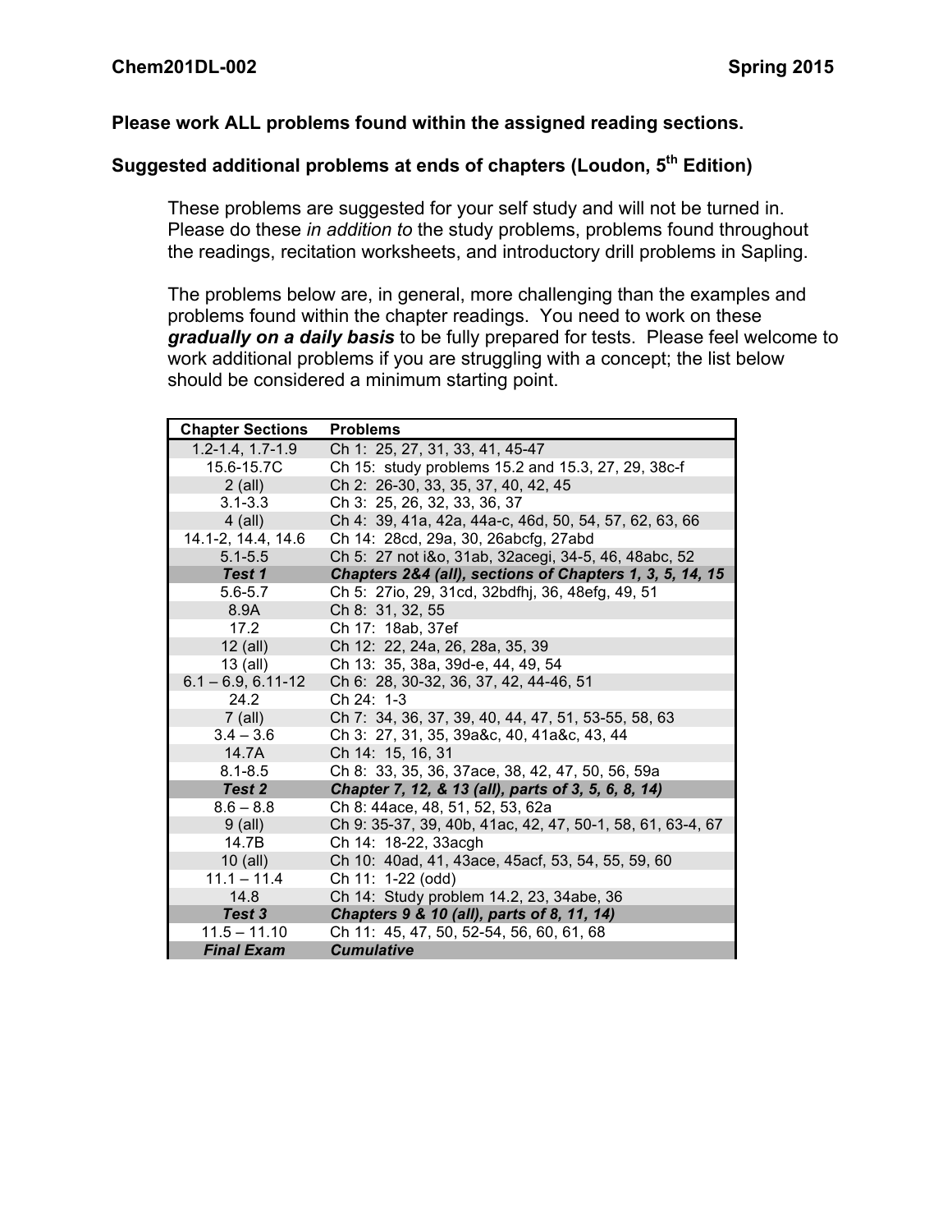**Chem201DL-002** **Spring 2015**

**Please work ALL problems found within the assigned reading sections.**

**Suggested additional problems at ends of chapters (Loudon, 5th Edition)**

These problems are suggested for your self study and will not be turned in. Please do these *in addition to* the study problems, problems found throughout the readings, recitation worksheets, and introductory drill problems in Sapling.

The problems below are, in general, more challenging than the examples and problems found within the chapter readings. You need to work on these ***gradually on a daily basis*** to be fully prepared for tests. Please feel welcome to work additional problems if you are struggling with a concept; the list below should be considered a minimum starting point.

| Chapter Sections | Problems |
|---|---|
| 1.2-1.4, 1.7-1.9 | Ch 1: 25, 27, 31, 33, 41, 45-47 |
| 15.6-15.7C | Ch 15: study problems 15.2 and 15.3, 27, 29, 38c-f |
| 2 (all) | Ch 2: 26-30, 33, 35, 37, 40, 42, 45 |
| 3.1-3.3 | Ch 3: 25, 26, 32, 33, 36, 37 |
| 4 (all) | Ch 4: 39, 41a, 42a, 44a-c, 46d, 50, 54, 57, 62, 63, 66 |
| 14.1-2, 14.4, 14.6 | Ch 14: 28cd, 29a, 30, 26abcfg, 27abd |
| 5.1-5.5 | Ch 5: 27 not i&o, 31ab, 32acegi, 34-5, 46, 48abc, 52 |
| ***Test 1*** | ***Chapters 2&4 (all), sections of Chapters 1, 3, 5, 14, 15*** |
| 5.6-5.7 | Ch 5: 27io, 29, 31cd, 32bdfhj, 36, 48efg, 49, 51 |
| 8.9A | Ch 8: 31, 32, 55 |
| 17.2 | Ch 17: 18ab, 37ef |
| 12 (all) | Ch 12: 22, 24a, 26, 28a, 35, 39 |
| 13 (all) | Ch 13: 35, 38a, 39d-e, 44, 49, 54 |
| 6.1 – 6.9, 6.11-12 | Ch 6: 28, 30-32, 36, 37, 42, 44-46, 51 |
| 24.2 | Ch 24: 1-3 |
| 7 (all) | Ch 7: 34, 36, 37, 39, 40, 44, 47, 51, 53-55, 58, 63 |
| 3.4 – 3.6 | Ch 3: 27, 31, 35, 39a&c, 40, 41a&c, 43, 44 |
| 14.7A | Ch 14: 15, 16, 31 |
| 8.1-8.5 | Ch 8: 33, 35, 36, 37ace, 38, 42, 47, 50, 56, 59a |
| ***Test 2*** | ***Chapter 7, 12, & 13 (all), parts of 3, 5, 6, 8, 14)*** |
| 8.6 – 8.8 | Ch 8: 44ace, 48, 51, 52, 53, 62a |
| 9 (all) | Ch 9: 35-37, 39, 40b, 41ac, 42, 47, 50-1, 58, 61, 63-4, 67 |
| 14.7B | Ch 14: 18-22, 33acgh |
| 10 (all) | Ch 10: 40ad, 41, 43ace, 45acf, 53, 54, 55, 59, 60 |
| 11.1 – 11.4 | Ch 11: 1-22 (odd) |
| 14.8 | Ch 14: Study problem 14.2, 23, 34abe, 36 |
| ***Test 3*** | ***Chapters 9 & 10 (all), parts of 8, 11, 14)*** |
| 11.5 – 11.10 | Ch 11: 45, 47, 50, 52-54, 56, 60, 61, 68 |
| ***Final Exam*** | ***Cumulative*** |